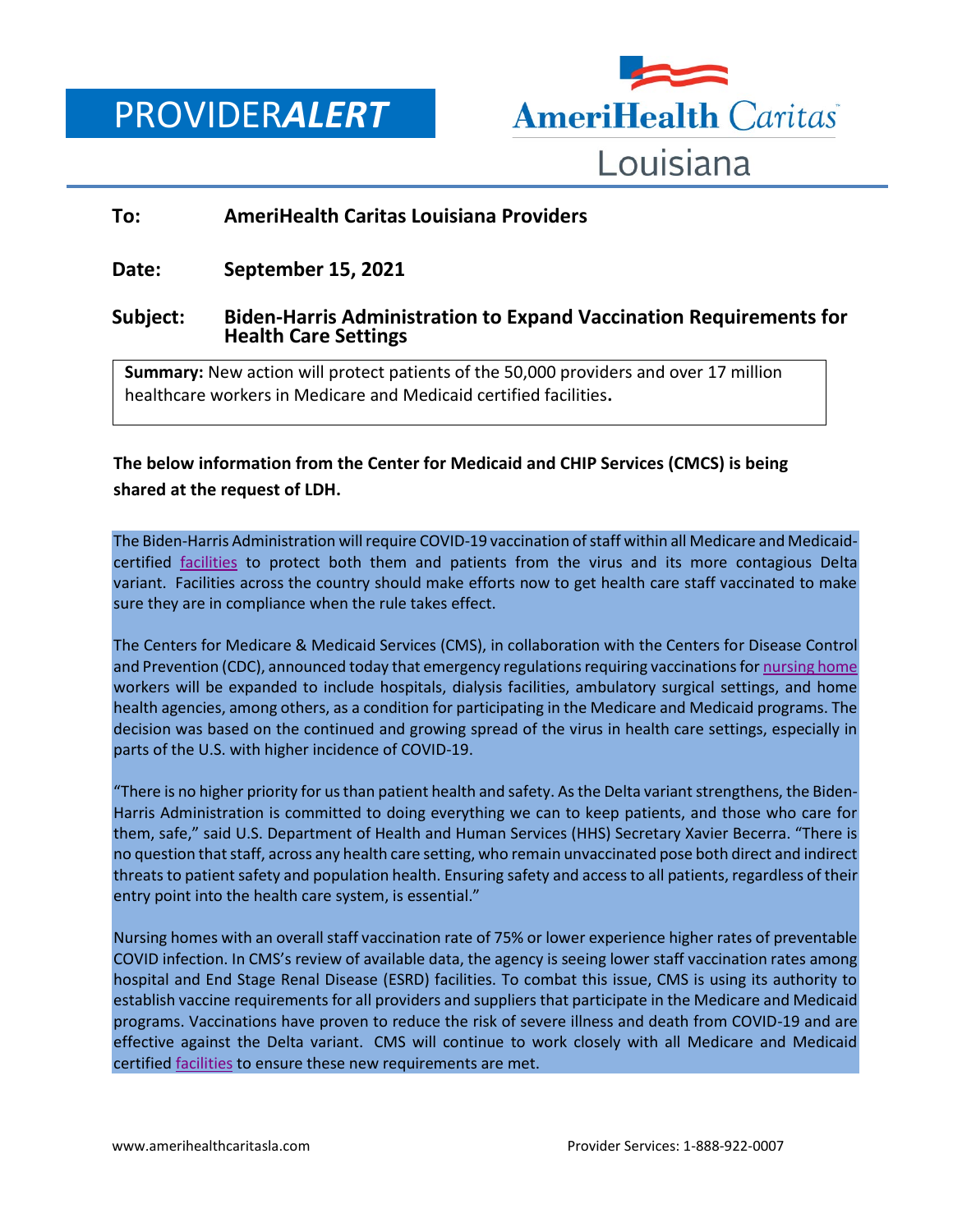# PROVIDER*ALERT*

AmeriHealth Caritas Louisiana

**To:** **AmeriHealth Caritas Louisiana Providers**

**Date:** **September 15, 2021**

**Subject:** **Biden-Harris Administration to Expand Vaccination Requirements for Health Care Settings**

**Summary:** New action will protect patients of the 50,000 providers and over 17 million healthcare workers in Medicare and Medicaid certified facilities**.**

**The below information from the Center for Medicaid and CHIP Services (CMCS) is being shared at the request of LDH.**

The Biden-Harris Administration will require COVID-19 vaccination of staff within all Medicare and Medicaid-certified facilities to protect both them and patients from the virus and its more contagious Delta variant. Facilities across the country should make efforts now to get health care staff vaccinated to make sure they are in compliance when the rule takes effect.

The Centers for Medicare & Medicaid Services (CMS), in collaboration with the Centers for Disease Control and Prevention (CDC), announced today that emergency regulations requiring vaccinations for nursing home workers will be expanded to include hospitals, dialysis facilities, ambulatory surgical settings, and home health agencies, among others, as a condition for participating in the Medicare and Medicaid programs. The decision was based on the continued and growing spread of the virus in health care settings, especially in parts of the U.S. with higher incidence of COVID-19.

"There is no higher priority for us than patient health and safety. As the Delta variant strengthens, the Biden-Harris Administration is committed to doing everything we can to keep patients, and those who care for them, safe," said U.S. Department of Health and Human Services (HHS) Secretary Xavier Becerra. "There is no question that staff, across any health care setting, who remain unvaccinated pose both direct and indirect threats to patient safety and population health. Ensuring safety and access to all patients, regardless of their entry point into the health care system, is essential."

Nursing homes with an overall staff vaccination rate of 75% or lower experience higher rates of preventable COVID infection. In CMS's review of available data, the agency is seeing lower staff vaccination rates among hospital and End Stage Renal Disease (ESRD) facilities. To combat this issue, CMS is using its authority to establish vaccine requirements for all providers and suppliers that participate in the Medicare and Medicaid programs. Vaccinations have proven to reduce the risk of severe illness and death from COVID-19 and are effective against the Delta variant. CMS will continue to work closely with all Medicare and Medicaid certified facilities to ensure these new requirements are met.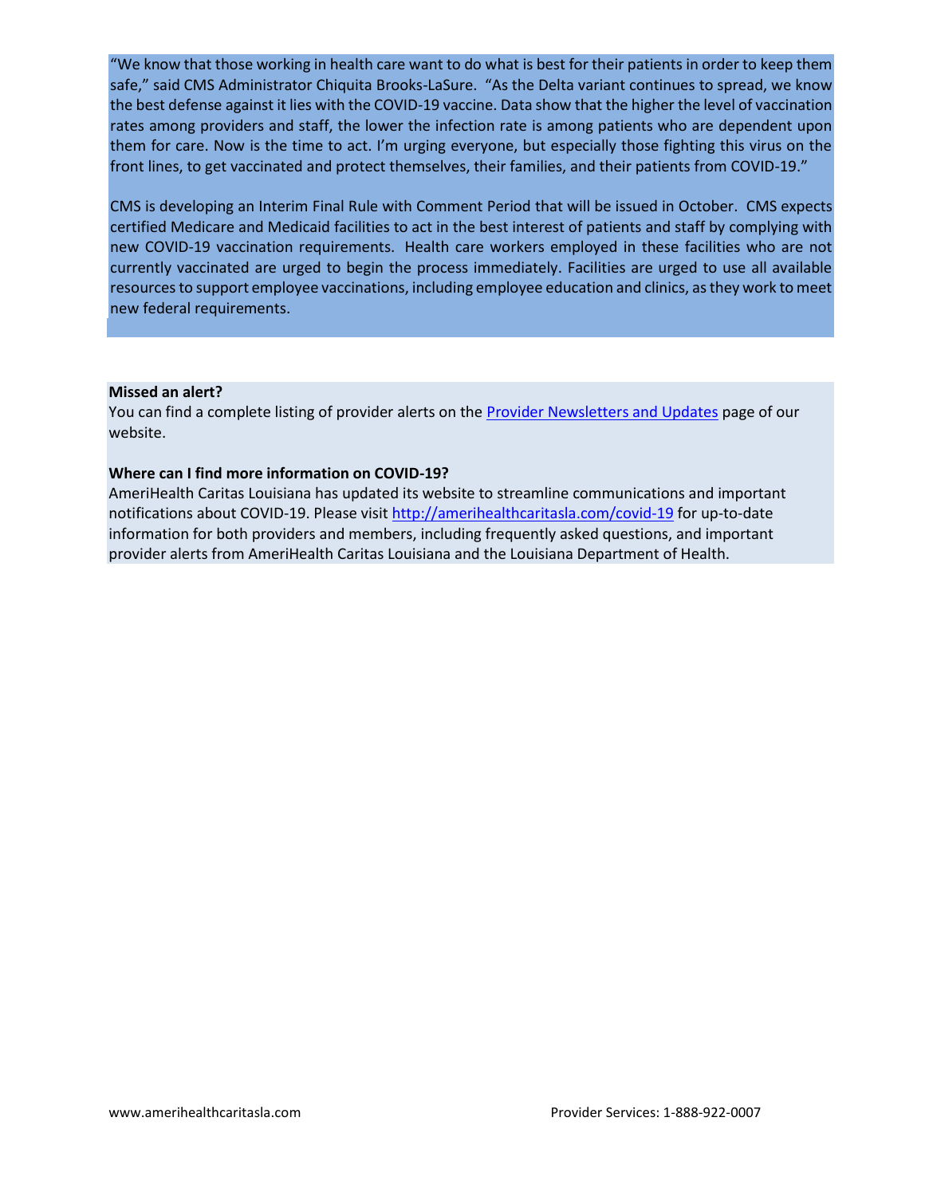"We know that those working in health care want to do what is best for their patients in order to keep them safe," said CMS Administrator Chiquita Brooks-LaSure. "As the Delta variant continues to spread, we know the best defense against it lies with the COVID-19 vaccine. Data show that the higher the level of vaccination rates among providers and staff, the lower the infection rate is among patients who are dependent upon them for care. Now is the time to act. I'm urging everyone, but especially those fighting this virus on the front lines, to get vaccinated and protect themselves, their families, and their patients from COVID-19."

CMS is developing an Interim Final Rule with Comment Period that will be issued in October. CMS expects certified Medicare and Medicaid facilities to act in the best interest of patients and staff by complying with new COVID-19 vaccination requirements. Health care workers employed in these facilities who are not currently vaccinated are urged to begin the process immediately. Facilities are urged to use all available resources to support employee vaccinations, including employee education and clinics, as they work to meet new federal requirements.

**Missed an alert?**

You can find a complete listing of provider alerts on the Provider Newsletters and Updates page of our website.

**Where can I find more information on COVID-19?**

AmeriHealth Caritas Louisiana has updated its website to streamline communications and important notifications about COVID-19. Please visit http://amerihealthcaritasla.com/covid-19 for up-to-date information for both providers and members, including frequently asked questions, and important provider alerts from AmeriHealth Caritas Louisiana and the Louisiana Department of Health.